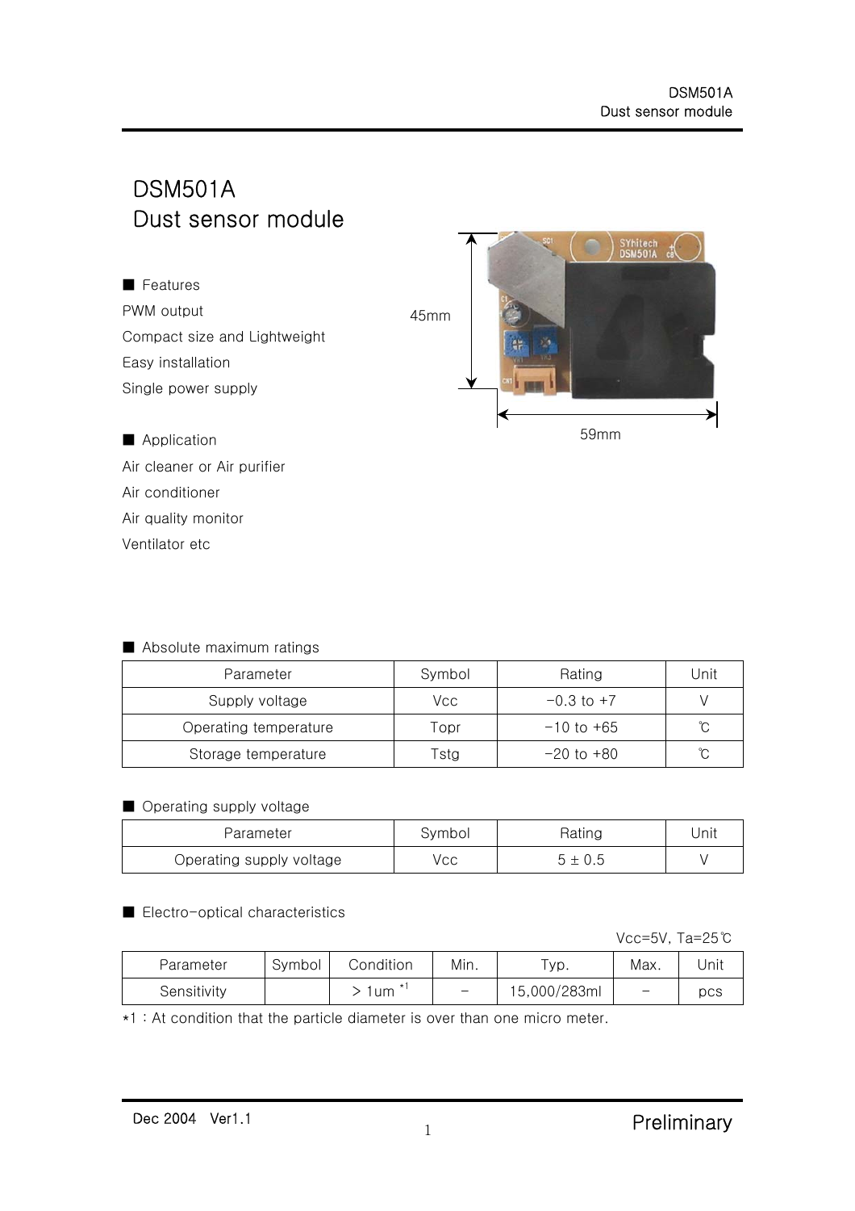# DSM501A
# Dust sensor module

■ Features

PWM output

Compact size and Lightweight

Easy installation

Single power supply

45mm

59mm

■ Application

Air cleaner or Air purifier

Air conditioner

Air quality monitor

Ventilator etc

■ Absolute maximum ratings

| Parameter | Symbol | Rating | Unit |
|---|---|---|---|
| Supply voltage | Vcc | −0.3 to +7 | V |
| Operating temperature | Topr | −10 to +65 | ℃ |
| Storage temperature | Tstg | −20 to +80 | ℃ |

■ Operating supply voltage

| Parameter | Symbol | Rating | Unit |
|---|---|---|---|
| Operating supply voltage | Vcc | 5 ± 0.5 | V |

■ Electro-optical characteristics

Vcc=5V, Ta=25℃

| Parameter | Symbol | Condition | Min. | Typ. | Max. | Unit |
|---|---|---|---|---|---|---|
| Sensitivity | | > 1um *1 | − | 15,000/283ml | − | pcs |

*1 : At condition that the particle diameter is over than one micro meter.

Dec 2004 Ver1.1

Preliminary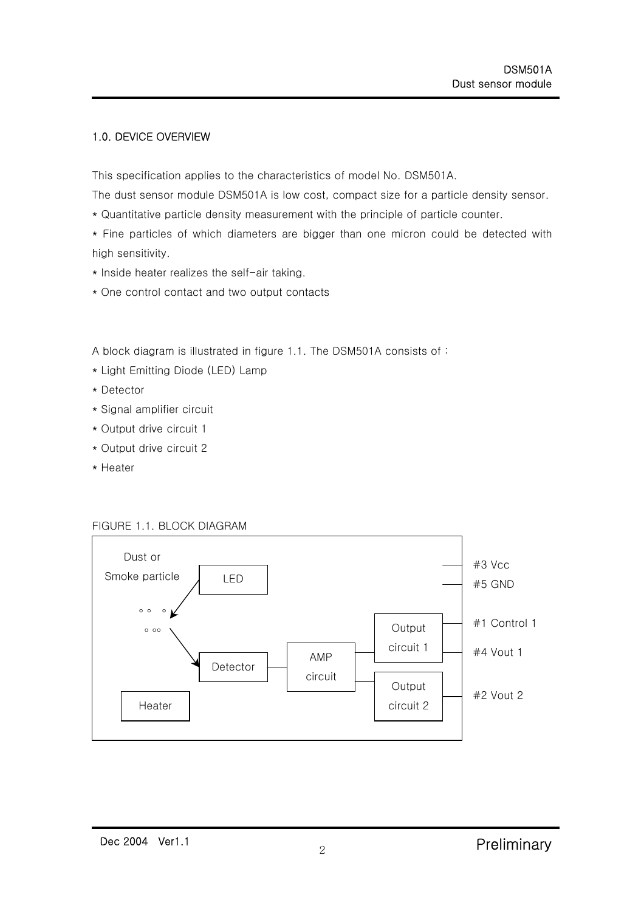## 1.0. DEVICE OVERVIEW

This specification applies to the characteristics of model No. DSM501A.

The dust sensor module DSM501A is low cost, compact size for a particle density sensor.

* Quantitative particle density measurement with the principle of particle counter.
* Fine particles of which diameters are bigger than one micron could be detected with high sensitivity.
* Inside heater realizes the self-air taking.
* One control contact and two output contacts

A block diagram is illustrated in figure 1.1. The DSM501A consists of :

* Light Emitting Diode (LED) Lamp
* Detector
* Signal amplifier circuit
* Output drive circuit 1
* Output drive circuit 2
* Heater

FIGURE 1.1. BLOCK DIAGRAM

Dust or Smoke particle

LED

Detector

AMP circuit

Output circuit 1

Output circuit 2

Heater

#3 Vcc

#5 GND

#1 Control 1

#4 Vout 1

#2 Vout 2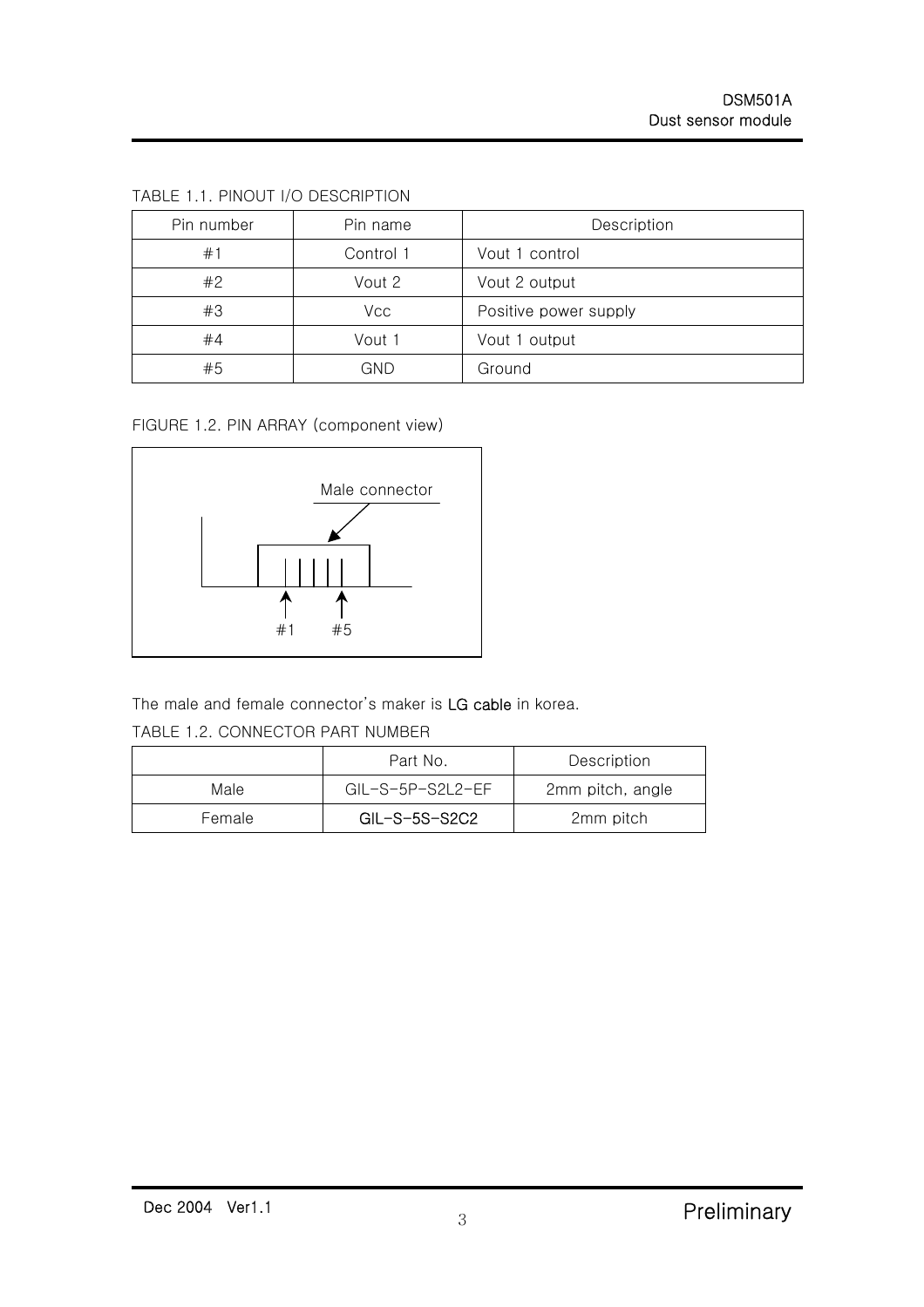TABLE 1.1. PINOUT I/O DESCRIPTION

| Pin number | Pin name | Description |
|---|---|---|
| #1 | Control 1 | Vout 1 control |
| #2 | Vout 2 | Vout 2 output |
| #3 | Vcc | Positive power supply |
| #4 | Vout 1 | Vout 1 output |
| #5 | GND | Ground |

FIGURE 1.2. PIN ARRAY (component view)

Male connector

#1 #5

The male and female connector's maker is LG cable in korea.

TABLE 1.2. CONNECTOR PART NUMBER

| | Part No. | Description |
|---|---|---|
| Male | GIL-S-5P-S2L2-EF | 2mm pitch, angle |
| Female | GIL-S-5S-S2C2 | 2mm pitch |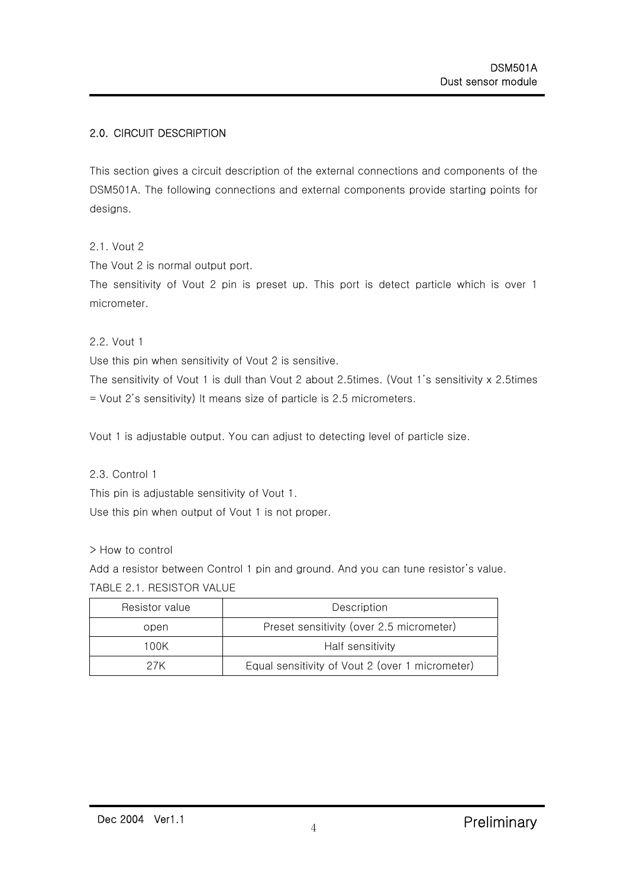## 2.0. CIRCUIT DESCRIPTION

This section gives a circuit description of the external connections and components of the DSM501A. The following connections and external components provide starting points for designs.

### 2.1. Vout 2

The Vout 2 is normal output port.

The sensitivity of Vout 2 pin is preset up. This port is detect particle which is over 1 micrometer.

### 2.2. Vout 1

Use this pin when sensitivity of Vout 2 is sensitive.

The sensitivity of Vout 1 is dull than Vout 2 about 2.5times. (Vout 1's sensitivity x 2.5times = Vout 2's sensitivity) It means size of particle is 2.5 micrometers.

Vout 1 is adjustable output. You can adjust to detecting level of particle size.

### 2.3. Control 1

This pin is adjustable sensitivity of Vout 1.

Use this pin when output of Vout 1 is not proper.

> How to control

Add a resistor between Control 1 pin and ground. And you can tune resistor's value.

TABLE 2.1. RESISTOR VALUE

| Resistor value | Description |
|---|---|
| open | Preset sensitivity (over 2.5 micrometer) |
| 100K | Half sensitivity |
| 27K | Equal sensitivity of Vout 2 (over 1 micrometer) |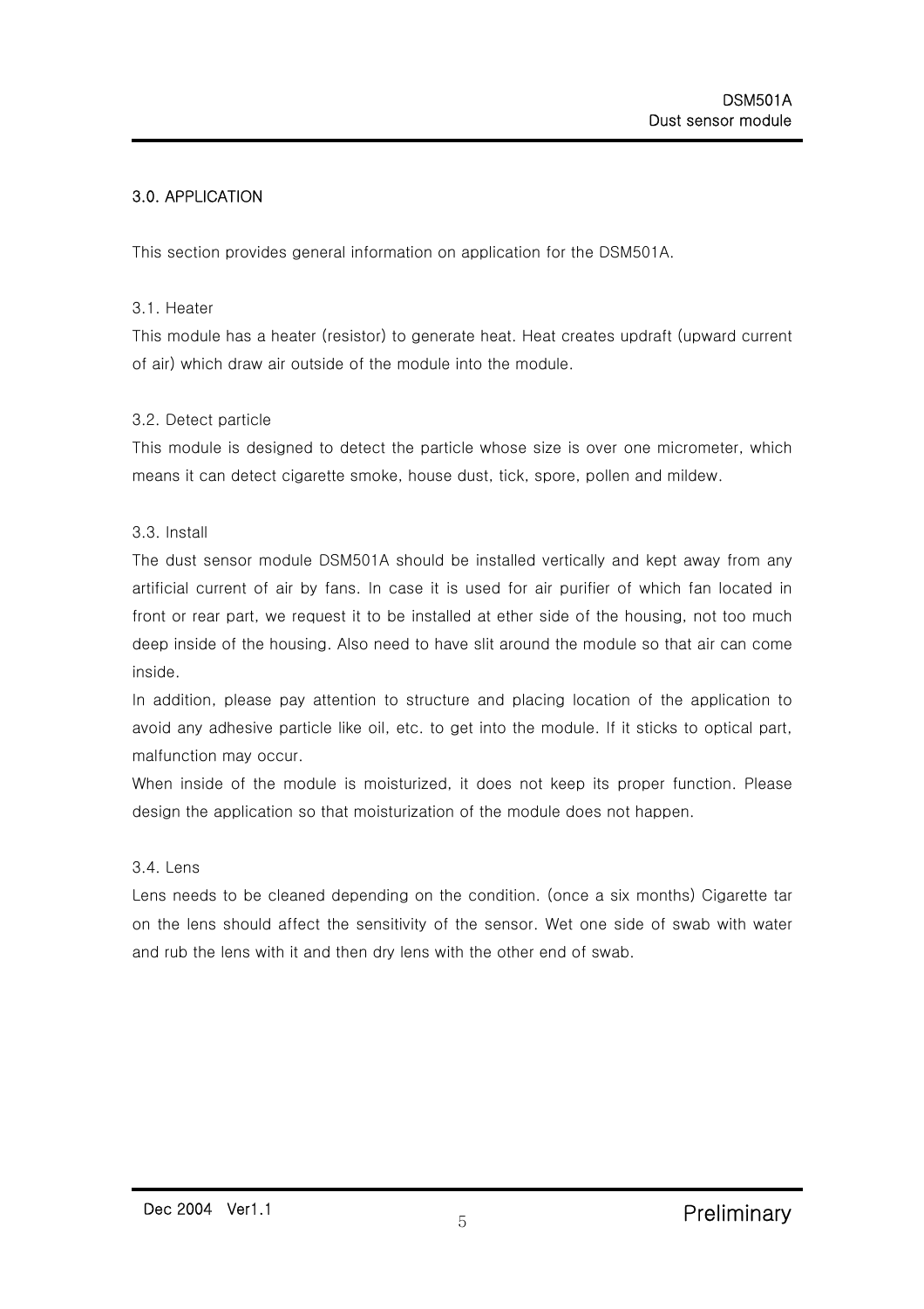## 3.0. APPLICATION

This section provides general information on application for the DSM501A.

### 3.1. Heater

This module has a heater (resistor) to generate heat. Heat creates updraft (upward current of air) which draw air outside of the module into the module.

### 3.2. Detect particle

This module is designed to detect the particle whose size is over one micrometer, which means it can detect cigarette smoke, house dust, tick, spore, pollen and mildew.

### 3.3. Install

The dust sensor module DSM501A should be installed vertically and kept away from any artificial current of air by fans. In case it is used for air purifier of which fan located in front or rear part, we request it to be installed at ether side of the housing, not too much deep inside of the housing. Also need to have slit around the module so that air can come inside.

In addition, please pay attention to structure and placing location of the application to avoid any adhesive particle like oil, etc. to get into the module. If it sticks to optical part, malfunction may occur.

When inside of the module is moisturized, it does not keep its proper function. Please design the application so that moisturization of the module does not happen.

### 3.4. Lens

Lens needs to be cleaned depending on the condition. (once a six months) Cigarette tar on the lens should affect the sensitivity of the sensor. Wet one side of swab with water and rub the lens with it and then dry lens with the other end of swab.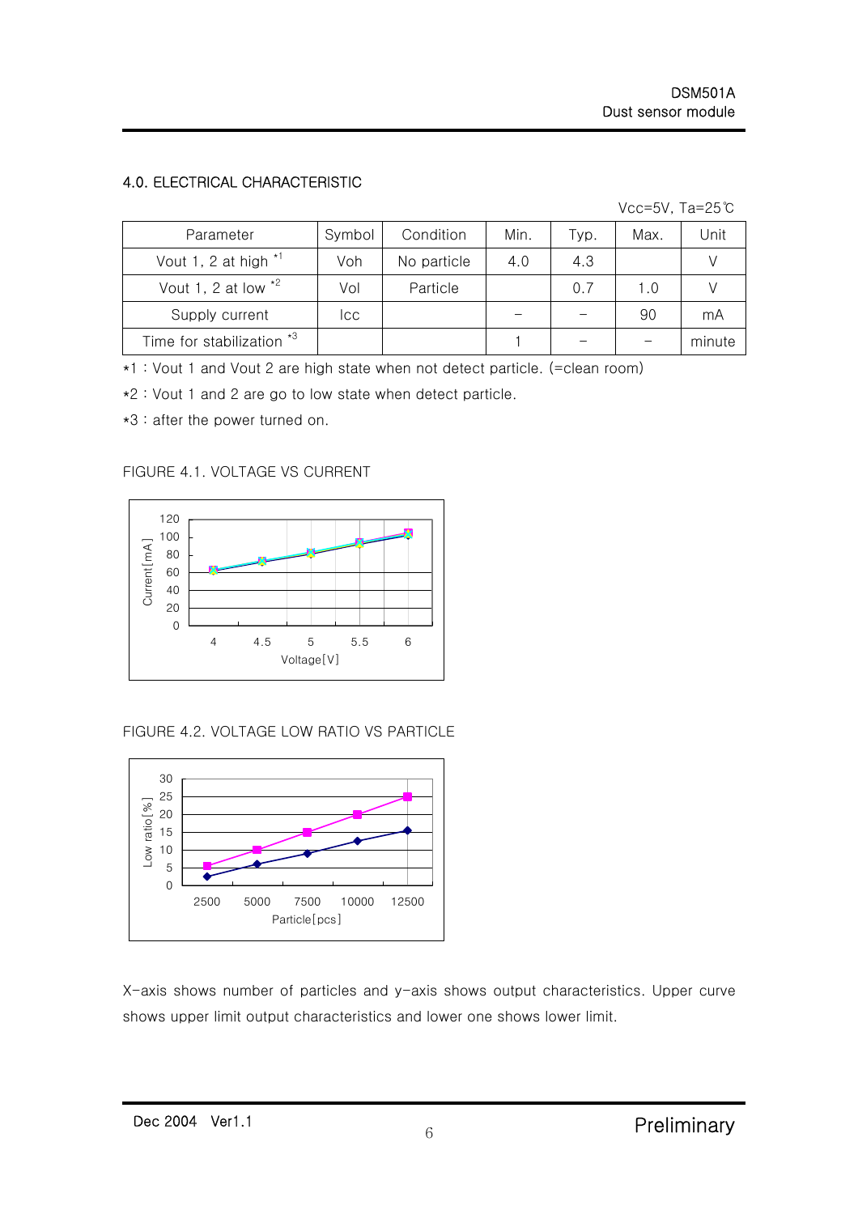### 4.0. ELECTRICAL CHARACTERISTIC

Vcc=5V, Ta=25℃

| Parameter | Symbol | Condition | Min. | Typ. | Max. | Unit |
|---|---|---|---|---|---|---|
| Vout 1, 2 at high *1 | Voh | No particle | 4.0 | 4.3 | | V |
| Vout 1, 2 at low *2 | Vol | Particle | | 0.7 | 1.0 | V |
| Supply current | Icc | | – | – | 90 | mA |
| Time for stabilization *3 | | | 1 | – | – | minute |

*1 : Vout 1 and Vout 2 are high state when not detect particle. (=clean room)

*2 : Vout 1 and 2 are go to low state when detect particle.

*3 : after the power turned on.

FIGURE 4.1. VOLTAGE VS CURRENT

FIGURE 4.2. VOLTAGE LOW RATIO VS PARTICLE

X-axis shows number of particles and y-axis shows output characteristics. Upper curve shows upper limit output characteristics and lower one shows lower limit.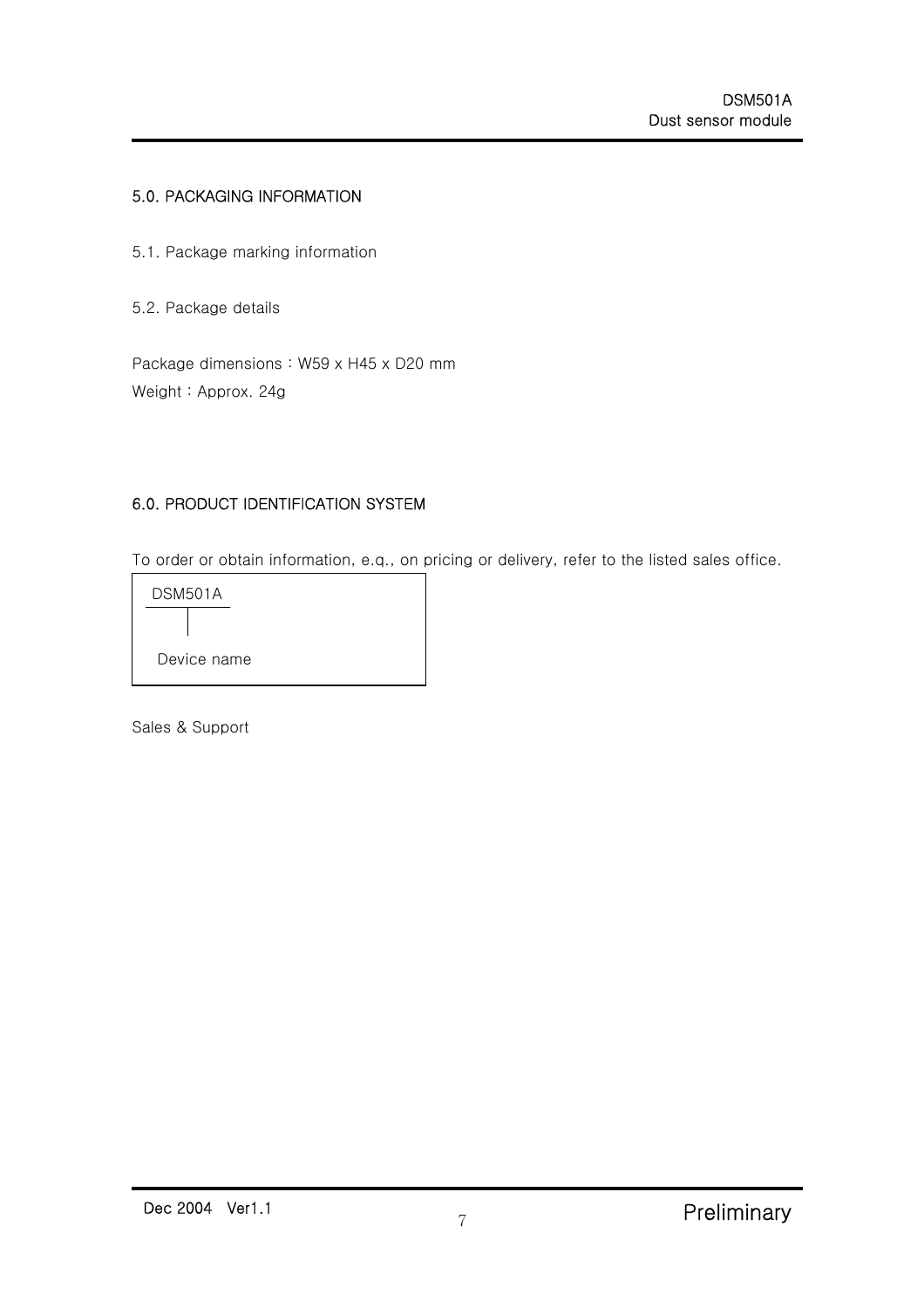## 5.0. PACKAGING INFORMATION

### 5.1. Package marking information

### 5.2. Package details

Package dimensions : W59 x H45 x D20 mm

Weight : Approx. 24g

## 6.0. PRODUCT IDENTIFICATION SYSTEM

To order or obtain information, e.q., on pricing or delivery, refer to the listed sales office.

| DSM501A |
|---|
| Device name |

Sales & Support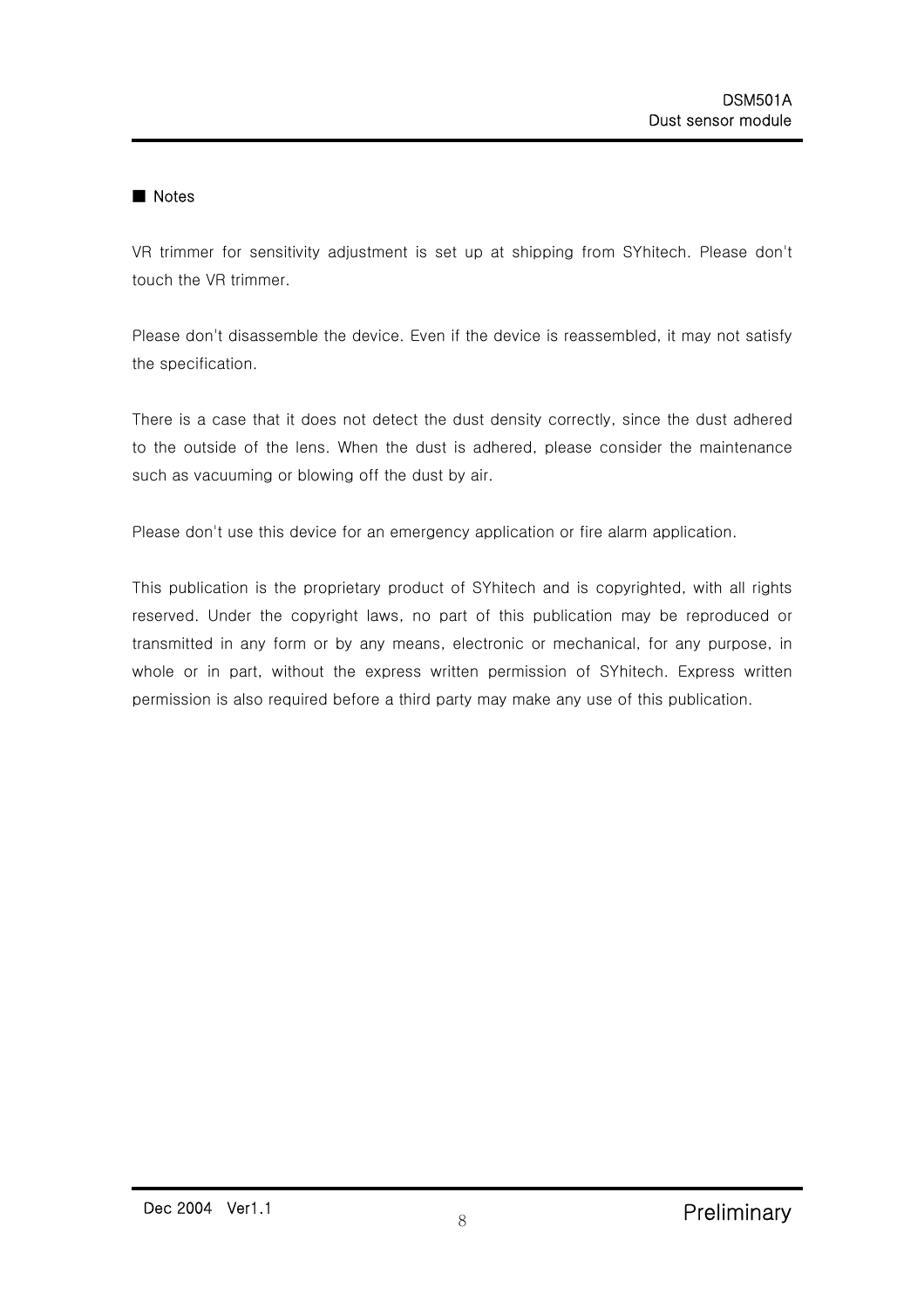■ Notes

VR trimmer for sensitivity adjustment is set up at shipping from SYhitech. Please don't touch the VR trimmer.

Please don't disassemble the device. Even if the device is reassembled, it may not satisfy the specification.

There is a case that it does not detect the dust density correctly, since the dust adhered to the outside of the lens. When the dust is adhered, please consider the maintenance such as vacuuming or blowing off the dust by air.

Please don't use this device for an emergency application or fire alarm application.

This publication is the proprietary product of SYhitech and is copyrighted, with all rights reserved. Under the copyright laws, no part of this publication may be reproduced or transmitted in any form or by any means, electronic or mechanical, for any purpose, in whole or in part, without the express written permission of SYhitech. Express written permission is also required before a third party may make any use of this publication.